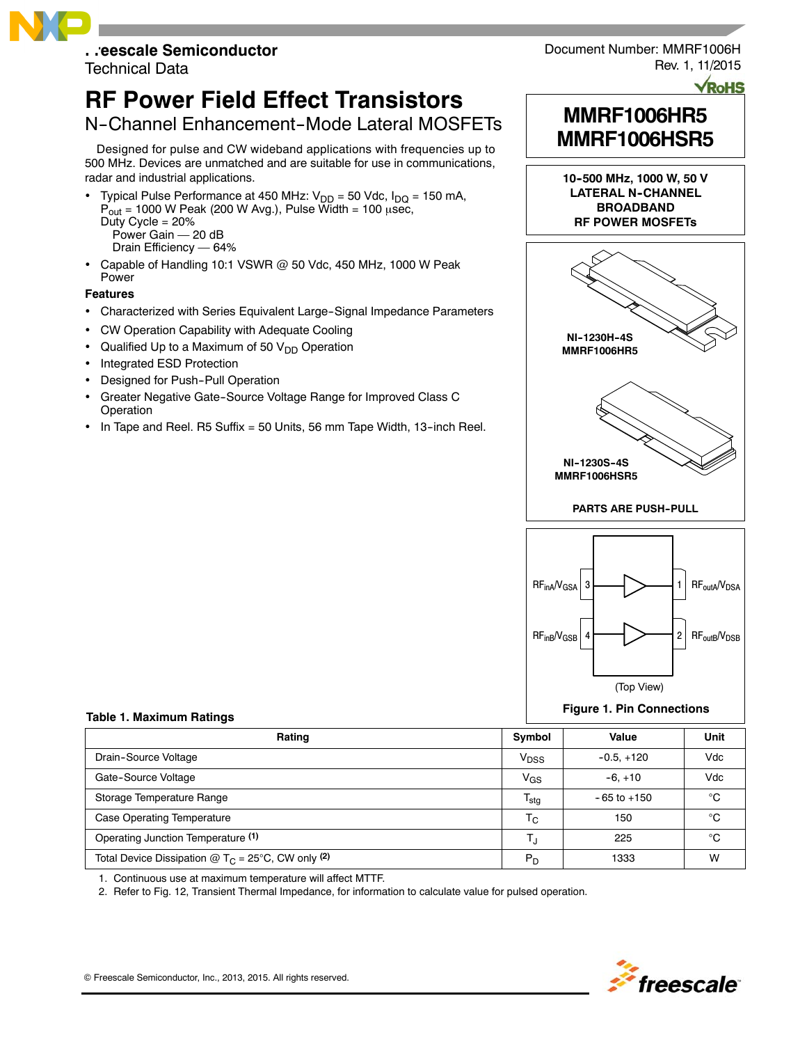Freescale Semiconductor
Technical Data

Document Number: MMRF1006H
Rev. 1, 11/2015

# RF Power Field Effect Transistors

## N-Channel Enhancement-Mode Lateral MOSFETs

Designed for pulse and CW wideband applications with frequencies up to 500 MHz. Devices are unmatched and are suitable for use in communications, radar and industrial applications.

- Typical Pulse Performance at 450 MHz: $V_{DD}$ = 50 Vdc, $I_{DQ}$ = 150 mA, $P_{out}$ = 1000 W Peak (200 W Avg.), Pulse Width = 100 μsec, Duty Cycle = 20%
  Power Gain — 20 dB
  Drain Efficiency — 64%
- Capable of Handling 10:1 VSWR @ 50 Vdc, 450 MHz, 1000 W Peak Power

### Features

- Characterized with Series Equivalent Large-Signal Impedance Parameters
- CW Operation Capability with Adequate Cooling
- Qualified Up to a Maximum of 50 $V_{DD}$ Operation
- Integrated ESD Protection
- Designed for Push-Pull Operation
- Greater Negative Gate-Source Voltage Range for Improved Class C Operation
- In Tape and Reel. R5 Suffix = 50 Units, 56 mm Tape Width, 13-inch Reel.

**MMRF1006HR5**
**MMRF1006HSR5**

**10-500 MHz, 1000 W, 50 V**
**LATERAL N-CHANNEL**
**BROADBAND**
**RF POWER MOSFETs**

**NI-1230H-4S**
**MMRF1006HR5**

**NI-1230S-4S**
**MMRF1006HSR5**

**PARTS ARE PUSH-PULL**

$RF_{inA}/V_{GSA}$ 3 — 1 $RF_{outA}/V_{DSA}$

$RF_{inB}/V_{GSB}$ 4 — 2 $RF_{outB}/V_{DSB}$

(Top View)

**Figure 1. Pin Connections**

**Table 1. Maximum Ratings**

| Rating | Symbol | Value | Unit |
|---|---|---|---|
| Drain-Source Voltage | $V_{DSS}$ | -0.5, +120 | Vdc |
| Gate-Source Voltage | $V_{GS}$ | -6, +10 | Vdc |
| Storage Temperature Range | $T_{stg}$ | - 65 to +150 | °C |
| Case Operating Temperature | $T_C$ | 150 | °C |
| Operating Junction Temperature (1) | $T_J$ | 225 | °C |
| Total Device Dissipation @ $T_C$ = 25°C, CW only (2) | $P_D$ | 1333 | W |

1. Continuous use at maximum temperature will affect MTTF.
2. Refer to Fig. 12, Transient Thermal Impedance, for information to calculate value for pulsed operation.

© Freescale Semiconductor, Inc., 2013, 2015. All rights reserved.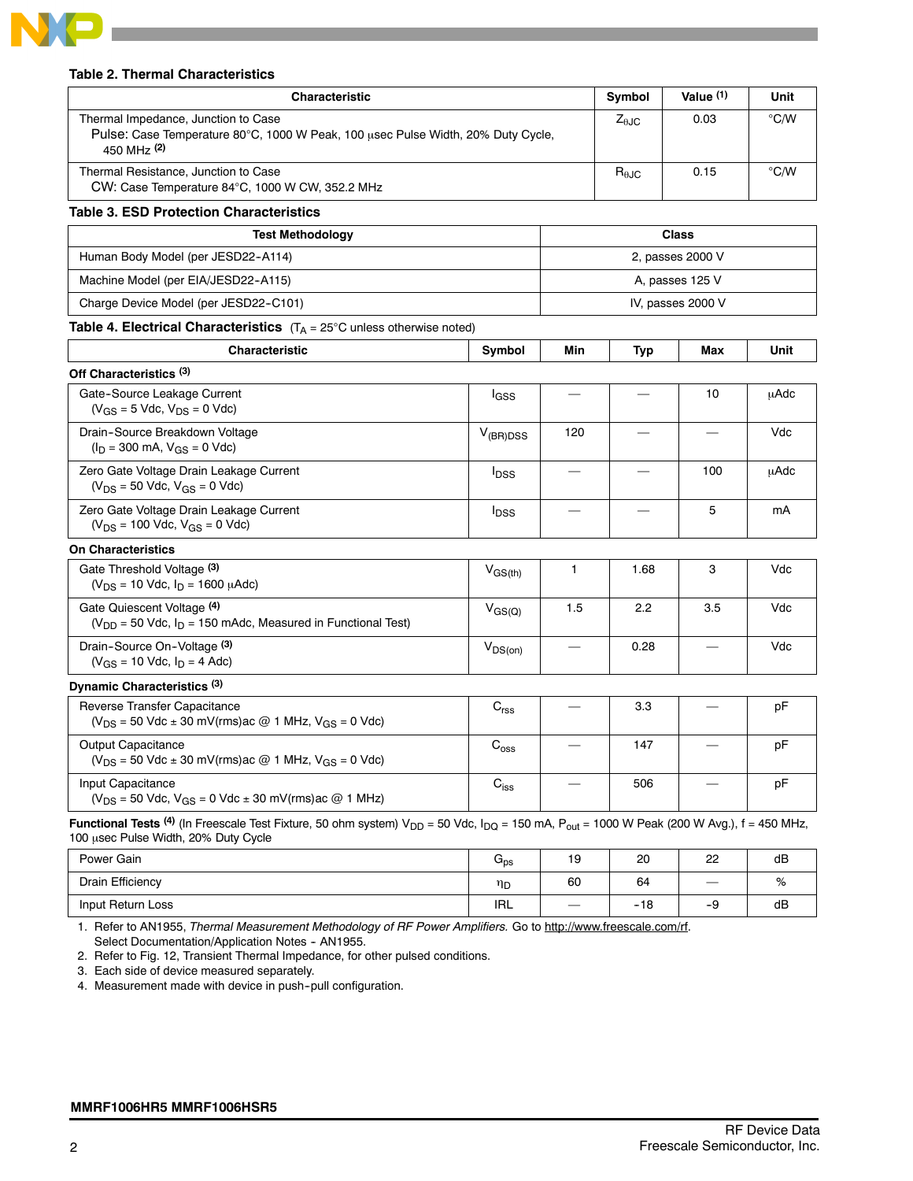**Table 2. Thermal Characteristics**

| Characteristic | Symbol | Value [1] | Unit |
|---|---|---|---|
| Thermal Impedance, Junction to Case<br>Pulse: Case Temperature 80°C, 1000 W Peak, 100 μsec Pulse Width, 20% Duty Cycle, 450 MHz [2] | $Z_{\theta JC}$ | 0.03 | °C/W |
| Thermal Resistance, Junction to Case<br>CW: Case Temperature 84°C, 1000 W CW, 352.2 MHz | $R_{\theta JC}$ | 0.15 | °C/W |

**Table 3. ESD Protection Characteristics**

| Test Methodology | Class |
|---|---|
| Human Body Model (per JESD22-A114) | 2, passes 2000 V |
| Machine Model (per EIA/JESD22-A115) | A, passes 125 V |
| Charge Device Model (per JESD22-C101) | IV, passes 2000 V |

**Table 4. Electrical Characteristics** ($T_A$ = 25°C unless otherwise noted)

| Characteristic | Symbol | Min | Typ | Max | Unit |
|---|---|---|---|---|---|
| **Off Characteristics** [3] | | | | | |
| Gate-Source Leakage Current<br>($V_{GS}$ = 5 Vdc, $V_{DS}$ = 0 Vdc) | $I_{GSS}$ | — | — | 10 | μAdc |
| Drain-Source Breakdown Voltage<br>($I_D$ = 300 mA, $V_{GS}$ = 0 Vdc) | $V_{(BR)DSS}$ | 120 | — | — | Vdc |
| Zero Gate Voltage Drain Leakage Current<br>($V_{DS}$ = 50 Vdc, $V_{GS}$ = 0 Vdc) | $I_{DSS}$ | — | — | 100 | μAdc |
| Zero Gate Voltage Drain Leakage Current<br>($V_{DS}$ = 100 Vdc, $V_{GS}$ = 0 Vdc) | $I_{DSS}$ | — | — | 5 | mA |
| **On Characteristics** | | | | | |
| Gate Threshold Voltage [3]<br>($V_{DS}$ = 10 Vdc, $I_D$ = 1600 μAdc) | $V_{GS(th)}$ | 1 | 1.68 | 3 | Vdc |
| Gate Quiescent Voltage [4]<br>($V_{DD}$ = 50 Vdc, $I_D$ = 150 mAdc, Measured in Functional Test) | $V_{GS(Q)}$ | 1.5 | 2.2 | 3.5 | Vdc |
| Drain-Source On-Voltage [3]<br>($V_{GS}$ = 10 Vdc, $I_D$ = 4 Adc) | $V_{DS(on)}$ | — | 0.28 | — | Vdc |
| **Dynamic Characteristics** [3] | | | | | |
| Reverse Transfer Capacitance<br>($V_{DS}$ = 50 Vdc ± 30 mV(rms)ac @ 1 MHz, $V_{GS}$ = 0 Vdc) | $C_{rss}$ | — | 3.3 | — | pF |
| Output Capacitance<br>($V_{DS}$ = 50 Vdc ± 30 mV(rms)ac @ 1 MHz, $V_{GS}$ = 0 Vdc) | $C_{oss}$ | — | 147 | — | pF |
| Input Capacitance<br>($V_{DS}$ = 50 Vdc, $V_{GS}$ = 0 Vdc ± 30 mV(rms)ac @ 1 MHz) | $C_{iss}$ | — | 506 | — | pF |
| **Functional Tests** [4] (In Freescale Test Fixture, 50 ohm system) $V_{DD}$ = 50 Vdc, $I_{DQ}$ = 150 mA, $P_{out}$ = 1000 W Peak (200 W Avg.), f = 450 MHz, 100 μsec Pulse Width, 20% Duty Cycle | | | | | |
| Power Gain | $G_{ps}$ | 19 | 20 | 22 | dB |
| Drain Efficiency | $\eta_D$ | 60 | 64 | — | % |
| Input Return Loss | IRL | — | -18 | -9 | dB |

1. Refer to AN1955, *Thermal Measurement Methodology of RF Power Amplifiers.* Go to http://www.freescale.com/rf. Select Documentation/Application Notes - AN1955.
2. Refer to Fig. 12, Transient Thermal Impedance, for other pulsed conditions.
3. Each side of device measured separately.
4. Measurement made with device in push-pull configuration.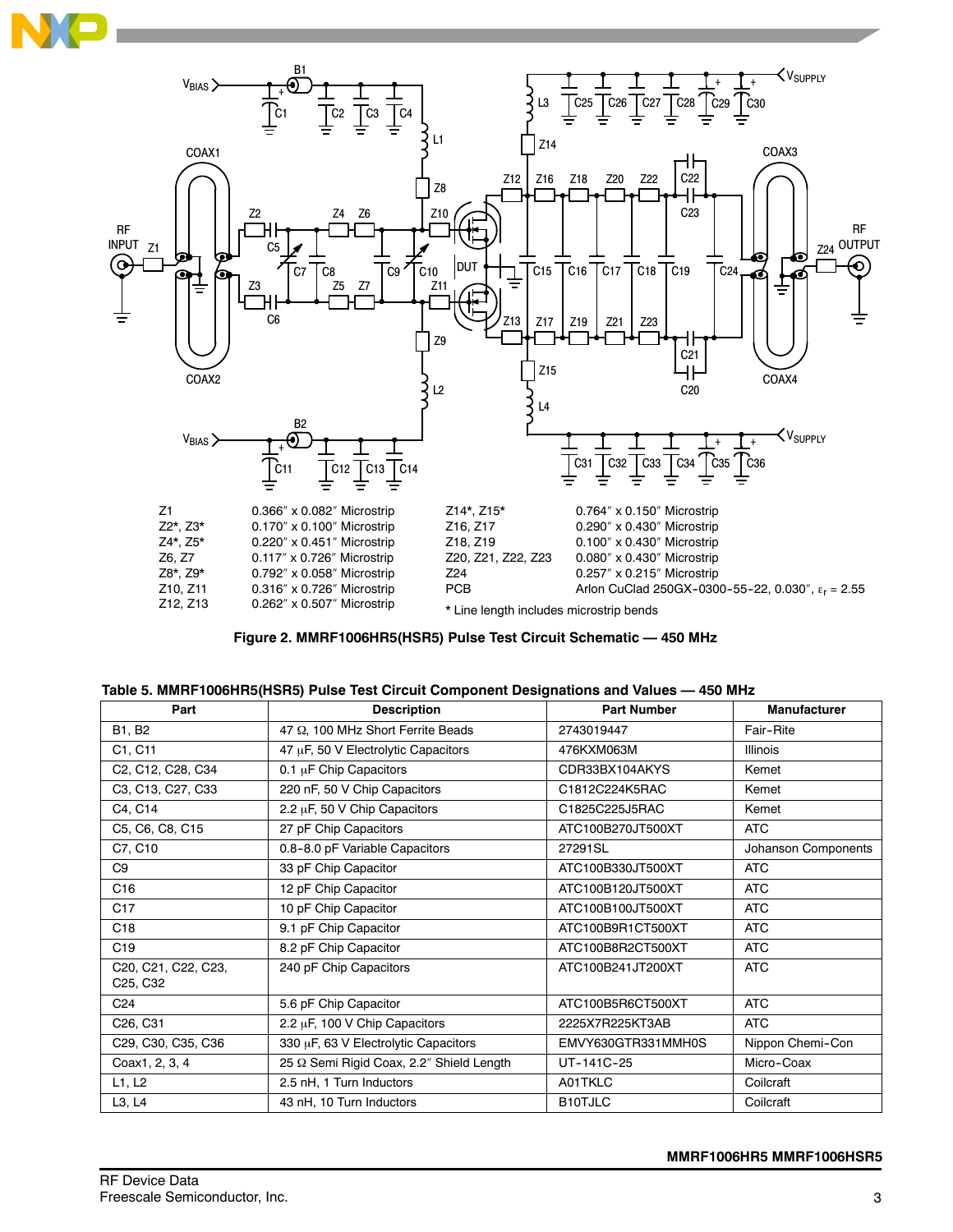| | | | |
|---|---|---|---|
| Z1 | 0.366″ x 0.082″ Microstrip | Z14*, Z15* | 0.764″ x 0.150″ Microstrip |
| Z2*, Z3* | 0.170″ x 0.100″ Microstrip | Z16, Z17 | 0.290″ x 0.430″ Microstrip |
| Z4*, Z5* | 0.220″ x 0.451″ Microstrip | Z18, Z19 | 0.100″ x 0.430″ Microstrip |
| Z6, Z7 | 0.117″ x 0.726″ Microstrip | Z20, Z21, Z22, Z23 | 0.080″ x 0.430″ Microstrip |
| Z8*, Z9* | 0.792″ x 0.058″ Microstrip | Z24 | 0.257″ x 0.215″ Microstrip |
| Z10, Z11 | 0.316″ x 0.726″ Microstrip | PCB | Arlon CuClad 250GX-0300-55-22, 0.030″, $\varepsilon_r$ = 2.55 |
| Z12, Z13 | 0.262″ x 0.507″ Microstrip | | |

\* Line length includes microstrip bends

**Figure 2. MMRF1006HR5(HSR5) Pulse Test Circuit Schematic — 450 MHz**

**Table 5. MMRF1006HR5(HSR5) Pulse Test Circuit Component Designations and Values — 450 MHz**

| Part | Description | Part Number | Manufacturer |
|---|---|---|---|
| B1, B2 | 47 Ω, 100 MHz Short Ferrite Beads | 2743019447 | Fair-Rite |
| C1, C11 | 47 μF, 50 V Electrolytic Capacitors | 476KXM063M | Illinois |
| C2, C12, C28, C34 | 0.1 μF Chip Capacitors | CDR33BX104AKYS | Kemet |
| C3, C13, C27, C33 | 220 nF, 50 V Chip Capacitors | C1812C224K5RAC | Kemet |
| C4, C14 | 2.2 μF, 50 V Chip Capacitors | C1825C225J5RAC | Kemet |
| C5, C6, C8, C15 | 27 pF Chip Capacitors | ATC100B270JT500XT | ATC |
| C7, C10 | 0.8-8.0 pF Variable Capacitors | 27291SL | Johanson Components |
| C9 | 33 pF Chip Capacitor | ATC100B330JT500XT | ATC |
| C16 | 12 pF Chip Capacitor | ATC100B120JT500XT | ATC |
| C17 | 10 pF Chip Capacitor | ATC100B100JT500XT | ATC |
| C18 | 9.1 pF Chip Capacitor | ATC100B9R1CT500XT | ATC |
| C19 | 8.2 pF Chip Capacitor | ATC100B8R2CT500XT | ATC |
| C20, C21, C22, C23, C25, C32 | 240 pF Chip Capacitors | ATC100B241JT200XT | ATC |
| C24 | 5.6 pF Chip Capacitor | ATC100B5R6CT500XT | ATC |
| C26, C31 | 2.2 μF, 100 V Chip Capacitors | 2225X7R225KT3AB | ATC |
| C29, C30, C35, C36 | 330 μF, 63 V Electrolytic Capacitors | EMVY630GTR331MMH0S | Nippon Chemi-Con |
| Coax1, 2, 3, 4 | 25 Ω Semi Rigid Coax, 2.2″ Shield Length | UT-141C-25 | Micro-Coax |
| L1, L2 | 2.5 nH, 1 Turn Inductors | A01TKLC | Coilcraft |
| L3, L4 | 43 nH, 10 Turn Inductors | B10TJLC | Coilcraft |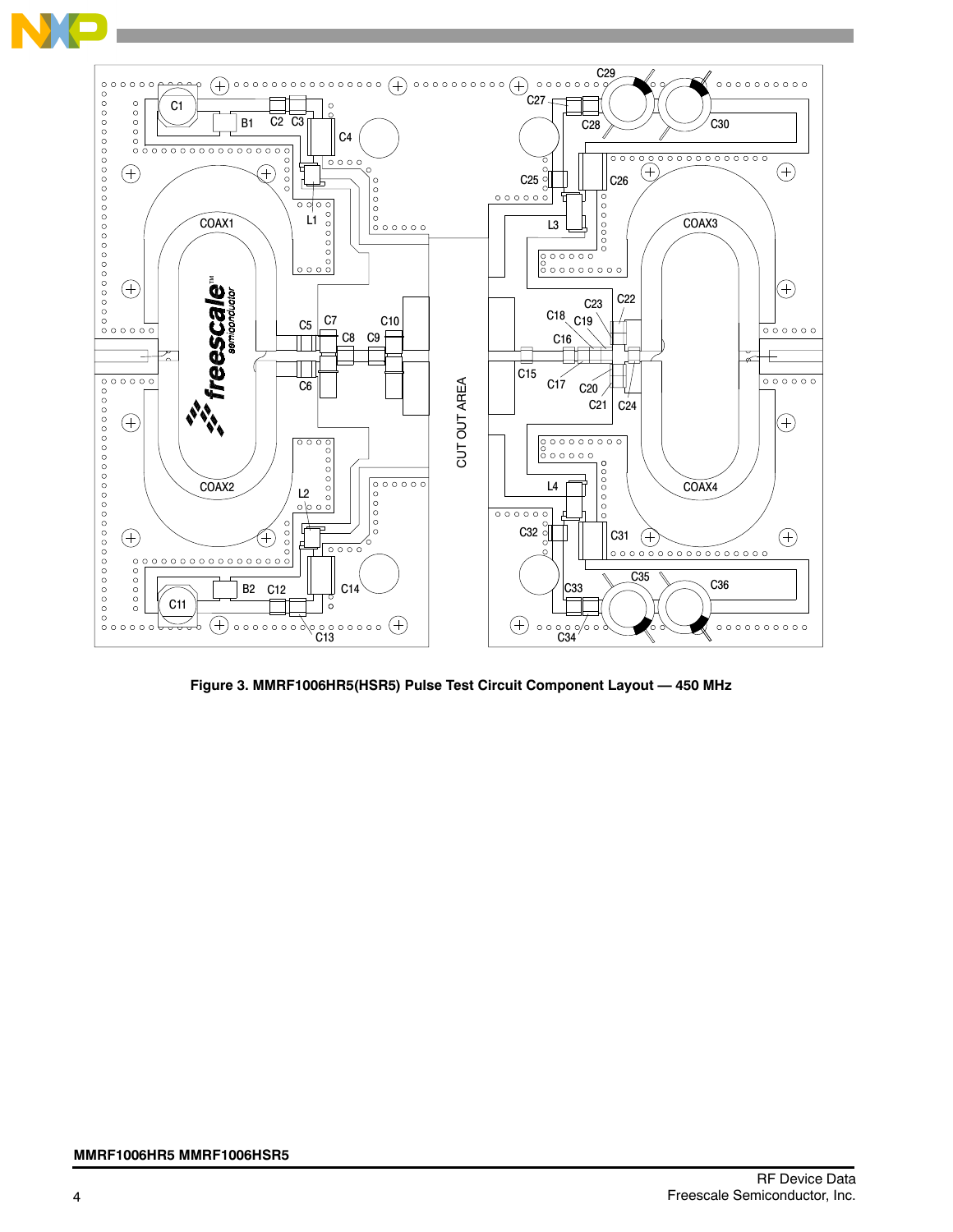Figure 3. MMRF1006HR5(HSR5) Pulse Test Circuit Component Layout — 450 MHz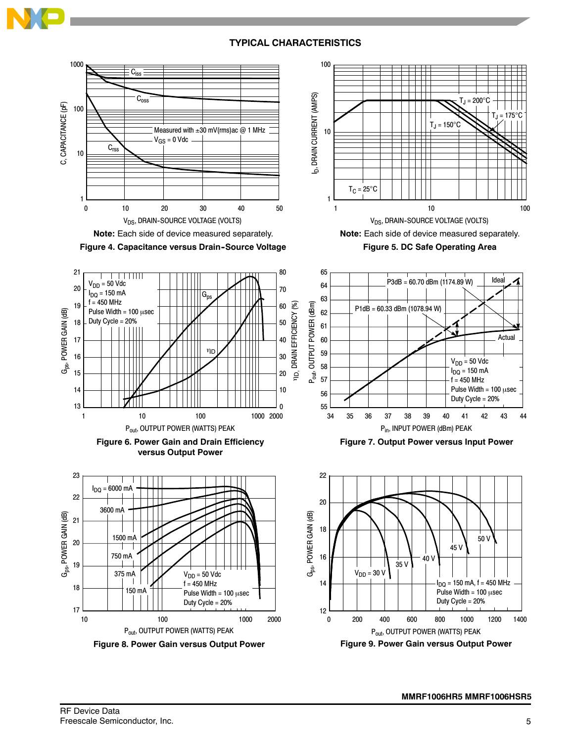## TYPICAL CHARACTERISTICS

Note: Each side of device measured separately.

**Figure 4. Capacitance versus Drain-Source Voltage**

Note: Each side of device measured separately.

**Figure 5. DC Safe Operating Area**

**Figure 6. Power Gain and Drain Efficiency versus Output Power**

**Figure 7. Output Power versus Input Power**

**Figure 8. Power Gain versus Output Power**

**Figure 9. Power Gain versus Output Power**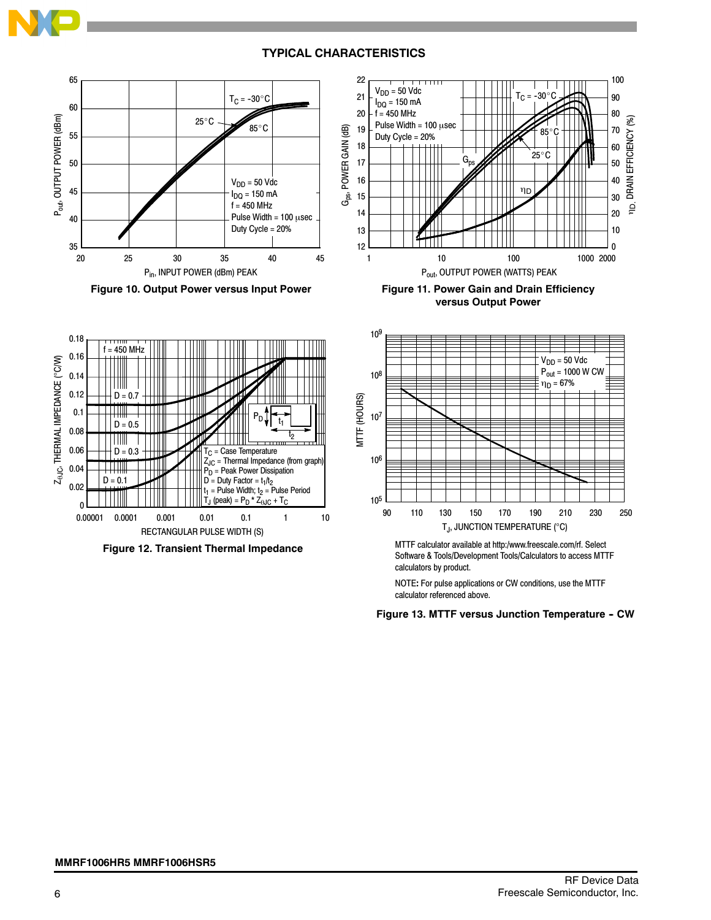## TYPICAL CHARACTERISTICS

**Figure 10. Output Power versus Input Power**

**Figure 11. Power Gain and Drain Efficiency versus Output Power**

**Figure 12. Transient Thermal Impedance**

MTTF calculator available at http:/www.freescale.com/rf. Select Software & Tools/Development Tools/Calculators to access MTTF calculators by product.

NOTE**:** For pulse applications or CW conditions, use the MTTF calculator referenced above.

**Figure 13. MTTF versus Junction Temperature - CW**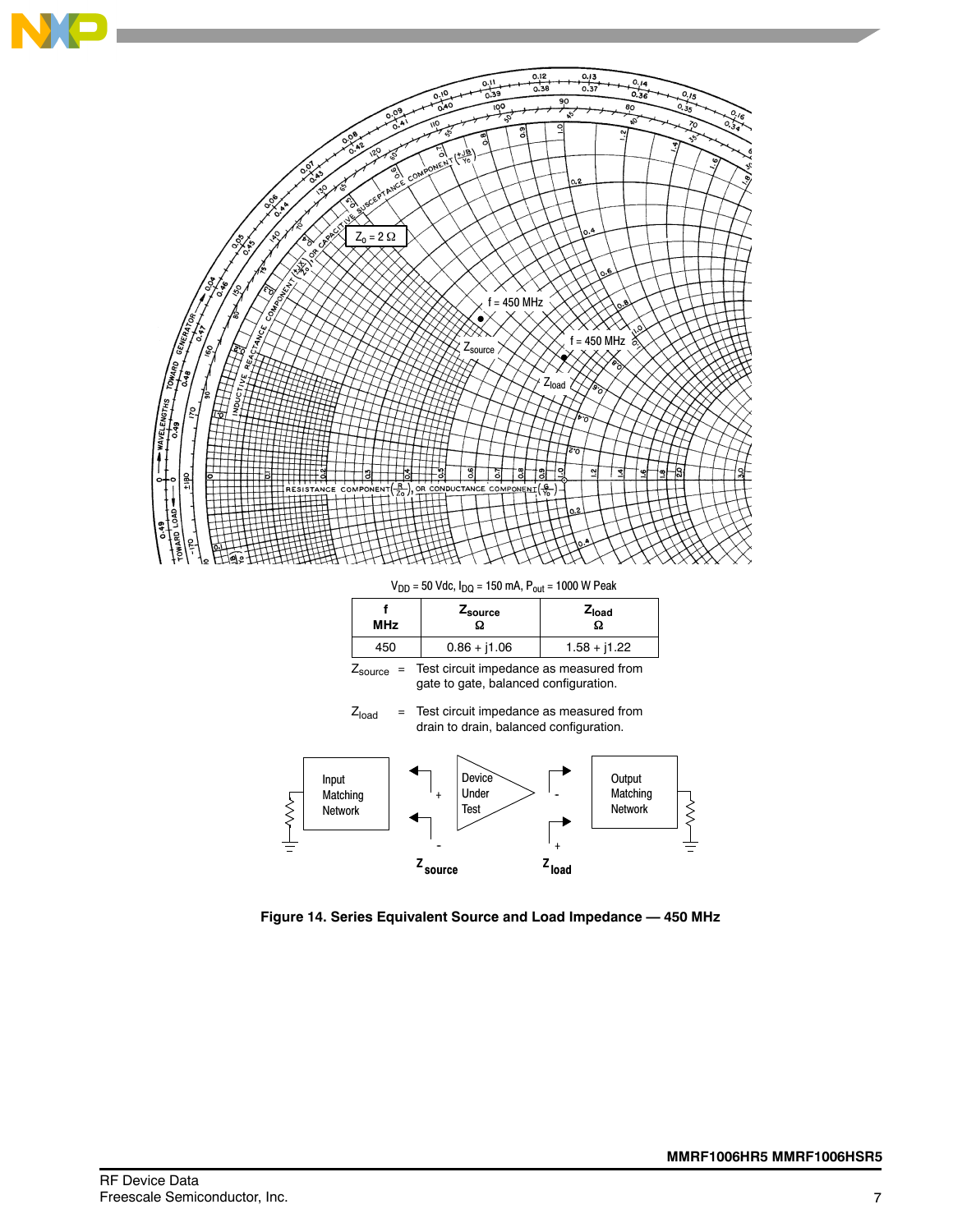$V_{DD}$ = 50 Vdc, $I_{DQ}$ = 150 mA, $P_{out}$ = 1000 W Peak

| f MHz | $Z_{source}$ Ω | $Z_{load}$ Ω |
|---|---|---|
| 450 | 0.86 + j1.06 | 1.58 + j1.22 |

$Z_{source}$ = Test circuit impedance as measured from gate to gate, balanced configuration.

$Z_{load}$ = Test circuit impedance as measured from drain to drain, balanced configuration.

**Figure 14. Series Equivalent Source and Load Impedance — 450 MHz**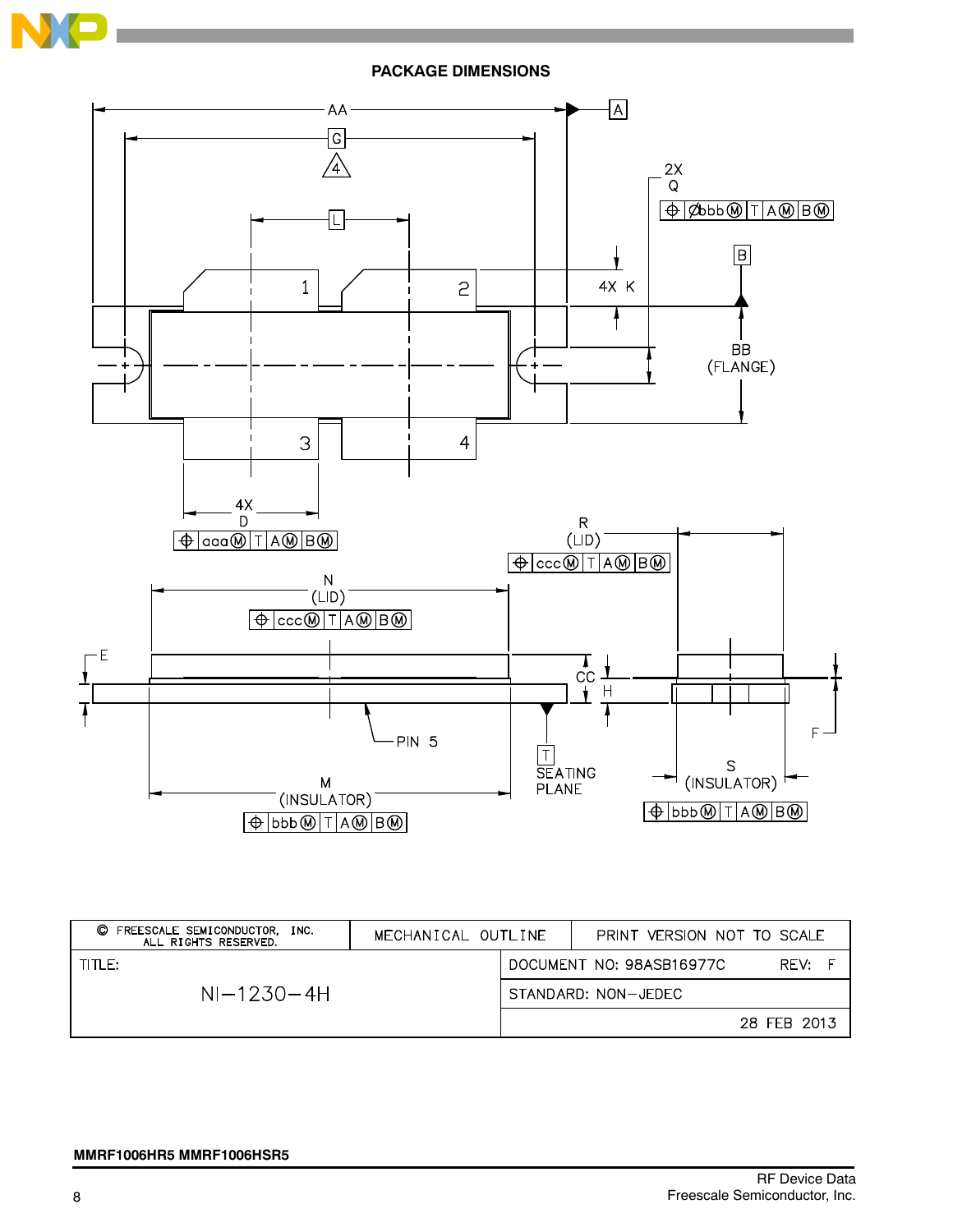## PACKAGE DIMENSIONS

| © FREESCALE SEMICONDUCTOR, INC. ALL RIGHTS RESERVED. | MECHANICAL OUTLINE | PRINT VERSION NOT TO SCALE |
|---|---|---|
| TITLE: | | DOCUMENT NO: 98ASB16977C REV: F |
| NI–1230–4H | | STANDARD: NON–JEDEC |
| | | 28 FEB 2013 |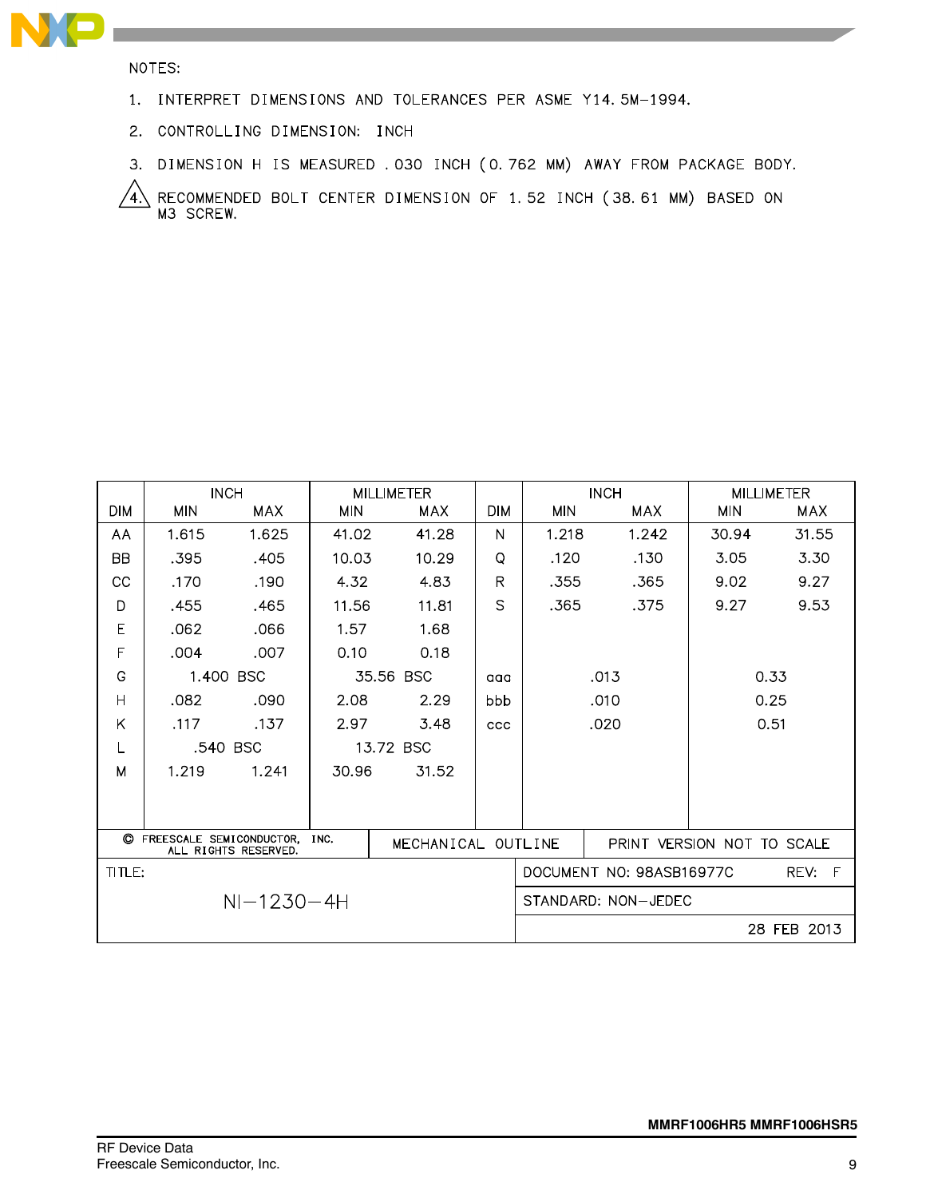NOTES:

1. INTERPRET DIMENSIONS AND TOLERANCES PER ASME Y14.5M-1994.
2. CONTROLLING DIMENSION: INCH
3. DIMENSION H IS MEASURED .030 INCH (0.762 MM) AWAY FROM PACKAGE BODY.
4. RECOMMENDED BOLT CENTER DIMENSION OF 1.52 INCH (38.61 MM) BASED ON M3 SCREW.

| DIM | INCH | | MILLIMETER | | DIM | INCH | | MILLIMETER | |
|---|---|---|---|---|---|---|---|---|---|
| | MIN | MAX | MIN | MAX | | MIN | MAX | MIN | MAX |
| AA | 1.615 | 1.625 | 41.02 | 41.28 | N | 1.218 | 1.242 | 30.94 | 31.55 |
| BB | .395 | .405 | 10.03 | 10.29 | Q | .120 | .130 | 3.05 | 3.30 |
| CC | .170 | .190 | 4.32 | 4.83 | R | .355 | .365 | 9.02 | 9.27 |
| D | .455 | .465 | 11.56 | 11.81 | S | .365 | .375 | 9.27 | 9.53 |
| E | .062 | .066 | 1.57 | 1.68 | | | | | |
| F | .004 | .007 | 0.10 | 0.18 | | | | | |
| G | 1.400 BSC | | 35.56 BSC | | aaa | .013 | | 0.33 | |
| H | .082 | .090 | 2.08 | 2.29 | bbb | .010 | | 0.25 | |
| K | .117 | .137 | 2.97 | 3.48 | ccc | .020 | | 0.51 | |
| L | .540 BSC | | 13.72 BSC | | | | | | |
| M | 1.219 | 1.241 | 30.96 | 31.52 | | | | | |

| © FREESCALE SEMICONDUCTOR, INC. ALL RIGHTS RESERVED. | MECHANICAL OUTLINE | PRINT VERSION NOT TO SCALE |
|---|---|---|
| TITLE: NI–1230–4H | DOCUMENT NO: 98ASB16977C | REV: F |
| | STANDARD: NON–JEDEC | |
| | | 28 FEB 2013 |

MMRF1006HR5 MMRF1006HSR5

RF Device Data
Freescale Semiconductor, Inc.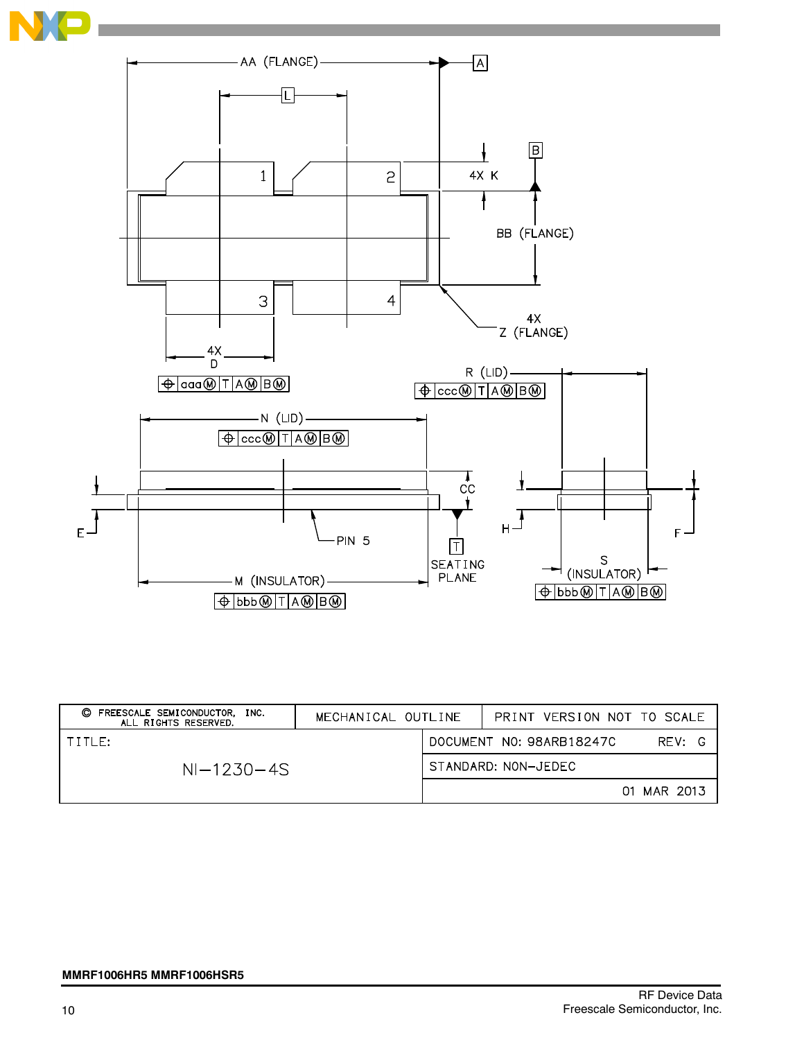AA (FLANGE)

A

L

B

1

2

4X K

BB (FLANGE)

3

4

4X Z (FLANGE)

4X D

⊕ aaa Ⓜ T A Ⓜ B Ⓜ

R (LID)

⊕ ccc Ⓜ T A Ⓜ B Ⓜ

N (LID)

⊕ ccc Ⓜ T A Ⓜ B Ⓜ

CC

E

PIN 5

T

SEATING PLANE

H

F

S (INSULATOR)

M (INSULATOR)

⊕ bbb Ⓜ T A Ⓜ B Ⓜ

⊕ bbb Ⓜ T A Ⓜ B Ⓜ

| © FREESCALE SEMICONDUCTOR, INC. ALL RIGHTS RESERVED. | MECHANICAL OUTLINE | PRINT VERSION NOT TO SCALE |
|---|---|---|
| TITLE: NI–1230–4S | DOCUMENT NO: 98ARB18247C | REV: G |
| | STANDARD: NON–JEDEC | |
| | | 01 MAR 2013 |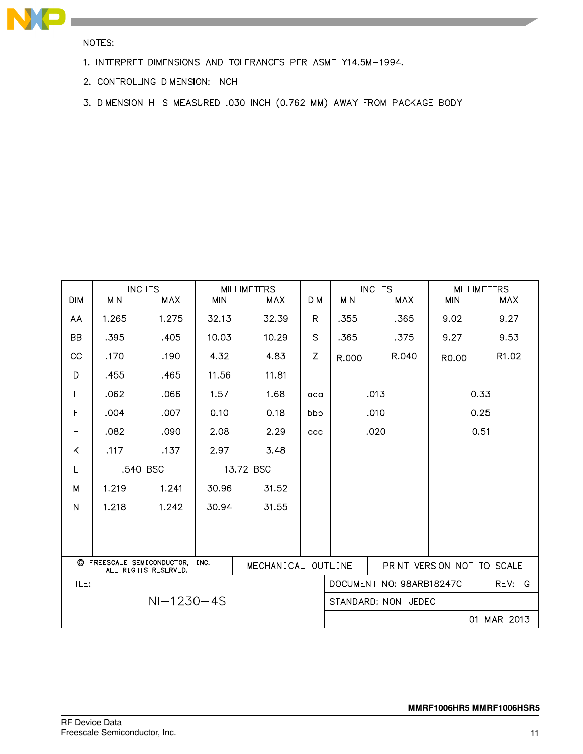NOTES:

1. INTERPRET DIMENSIONS AND TOLERANCES PER ASME Y14.5M−1994.
2. CONTROLLING DIMENSION: INCH
3. DIMENSION H IS MEASURED .030 INCH (0.762 MM) AWAY FROM PACKAGE BODY

| DIM | INCHES | | MILLIMETERS | | DIM | INCHES | | MILLIMETERS | |
|---|---|---|---|---|---|---|---|---|---|
| | MIN | MAX | MIN | MAX | | MIN | MAX | MIN | MAX |
| AA | 1.265 | 1.275 | 32.13 | 32.39 | R | .355 | .365 | 9.02 | 9.27 |
| BB | .395 | .405 | 10.03 | 10.29 | S | .365 | .375 | 9.27 | 9.53 |
| CC | .170 | .190 | 4.32 | 4.83 | Z | R.000 | R.040 | R0.00 | R1.02 |
| D | .455 | .465 | 11.56 | 11.81 | | | | | |
| E | .062 | .066 | 1.57 | 1.68 | aaa | .013 | | 0.33 | |
| F | .004 | .007 | 0.10 | 0.18 | bbb | .010 | | 0.25 | |
| H | .082 | .090 | 2.08 | 2.29 | ccc | .020 | | 0.51 | |
| K | .117 | .137 | 2.97 | 3.48 | | | | | |
| L | .540 BSC | | 13.72 BSC | | | | | | |
| M | 1.219 | 1.241 | 30.96 | 31.52 | | | | | |
| N | 1.218 | 1.242 | 30.94 | 31.55 | | | | | |

| © FREESCALE SEMICONDUCTOR, INC. ALL RIGHTS RESERVED. | MECHANICAL OUTLINE | PRINT VERSION NOT TO SCALE |
|---|---|---|
| TITLE: NI−1230−4S | DOCUMENT NO: 98ARB18247C | REV: G |
| | STANDARD: NON−JEDEC | |
| | | 01 MAR 2013 |

MMRF1006HR5 MMRF1006HSR5

RF Device Data
Freescale Semiconductor, Inc.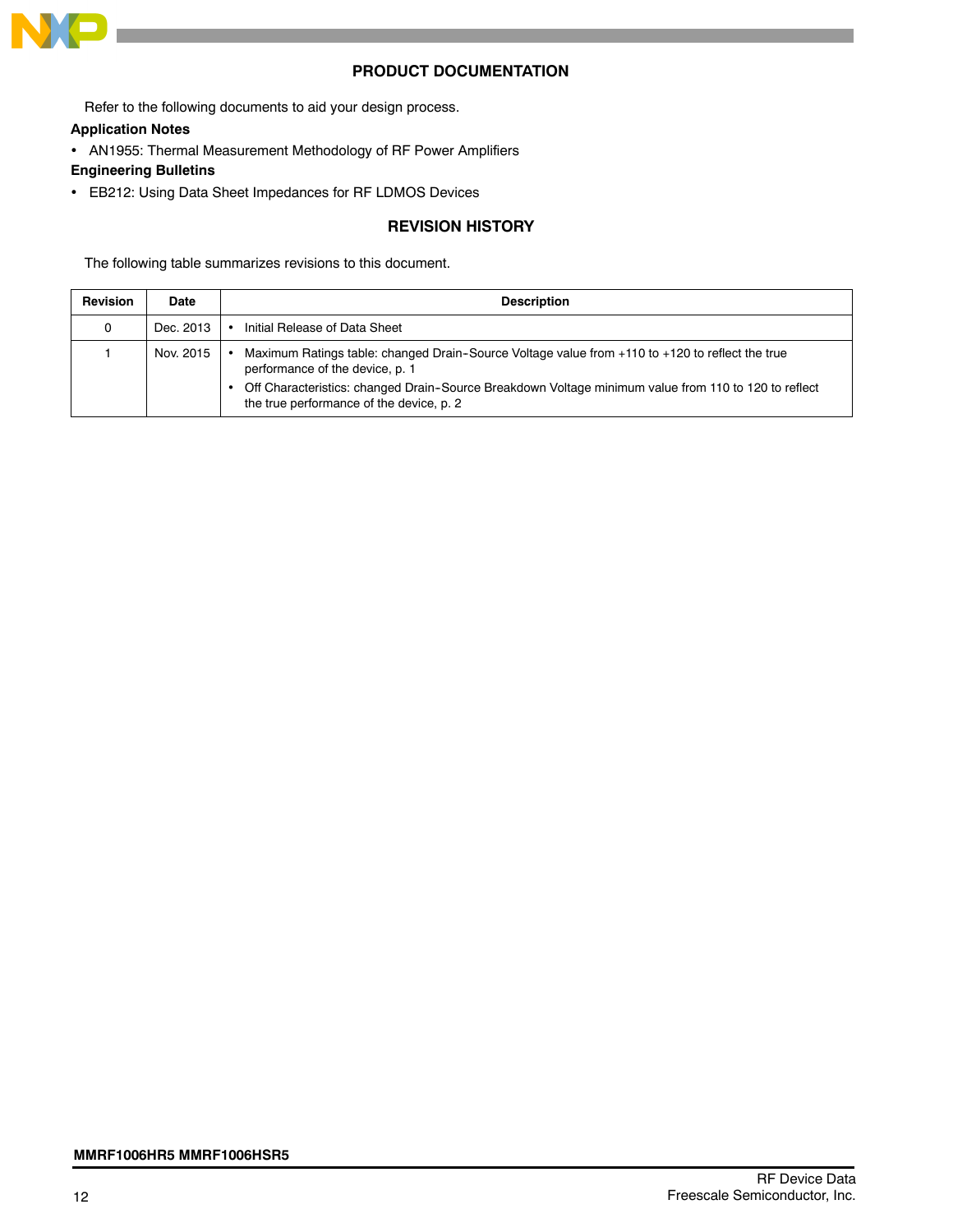## PRODUCT DOCUMENTATION

Refer to the following documents to aid your design process.

**Application Notes**

- AN1955: Thermal Measurement Methodology of RF Power Amplifiers

**Engineering Bulletins**

- EB212: Using Data Sheet Impedances for RF LDMOS Devices

## REVISION HISTORY

The following table summarizes revisions to this document.

| Revision | Date | Description |
|---|---|---|
| 0 | Dec. 2013 | • Initial Release of Data Sheet |
| 1 | Nov. 2015 | • Maximum Ratings table: changed Drain-Source Voltage value from +110 to +120 to reflect the true performance of the device, p. 1<br>• Off Characteristics: changed Drain-Source Breakdown Voltage minimum value from 110 to 120 to reflect the true performance of the device, p. 2 |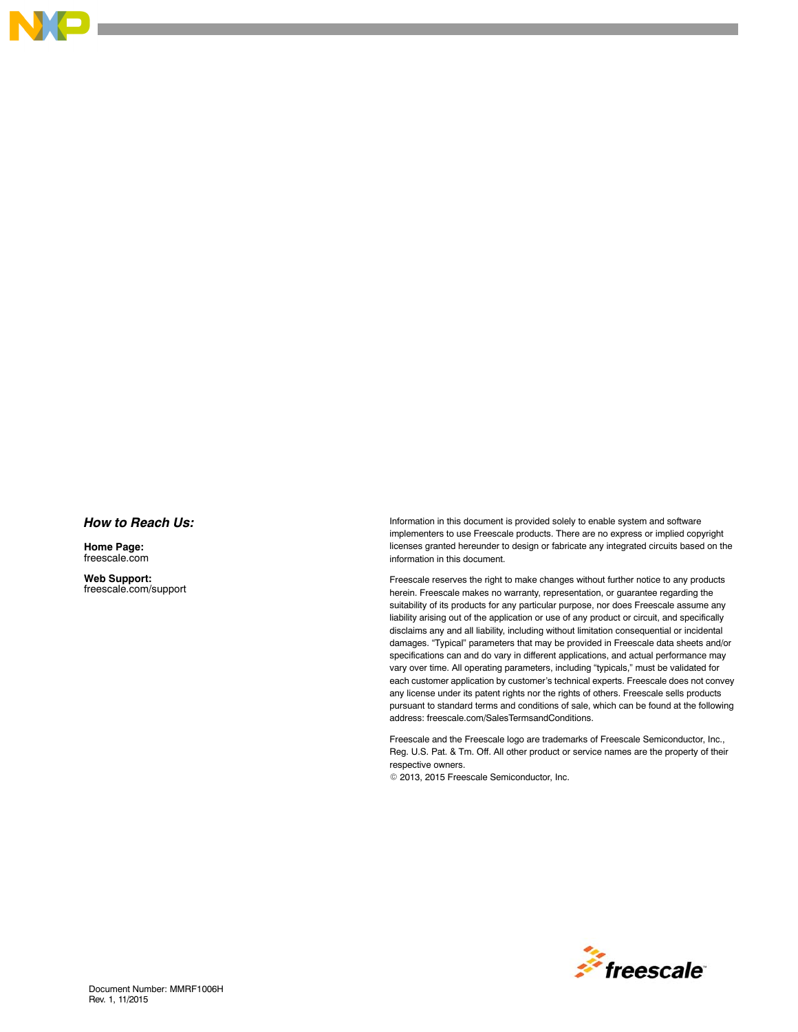### *How to Reach Us:*

**Home Page:**
freescale.com

**Web Support:**
freescale.com/support

Information in this document is provided solely to enable system and software implementers to use Freescale products. There are no express or implied copyright licenses granted hereunder to design or fabricate any integrated circuits based on the information in this document.

Freescale reserves the right to make changes without further notice to any products herein. Freescale makes no warranty, representation, or guarantee regarding the suitability of its products for any particular purpose, nor does Freescale assume any liability arising out of the application or use of any product or circuit, and specifically disclaims any and all liability, including without limitation consequential or incidental damages. "Typical" parameters that may be provided in Freescale data sheets and/or specifications can and do vary in different applications, and actual performance may vary over time. All operating parameters, including "typicals," must be validated for each customer application by customer's technical experts. Freescale does not convey any license under its patent rights nor the rights of others. Freescale sells products pursuant to standard terms and conditions of sale, which can be found at the following address: freescale.com/SalesTermsandConditions.

Freescale and the Freescale logo are trademarks of Freescale Semiconductor, Inc., Reg. U.S. Pat. & Tm. Off. All other product or service names are the property of their respective owners.
© 2013, 2015 Freescale Semiconductor, Inc.

Document Number: MMRF1006H
Rev. 1, 11/2015